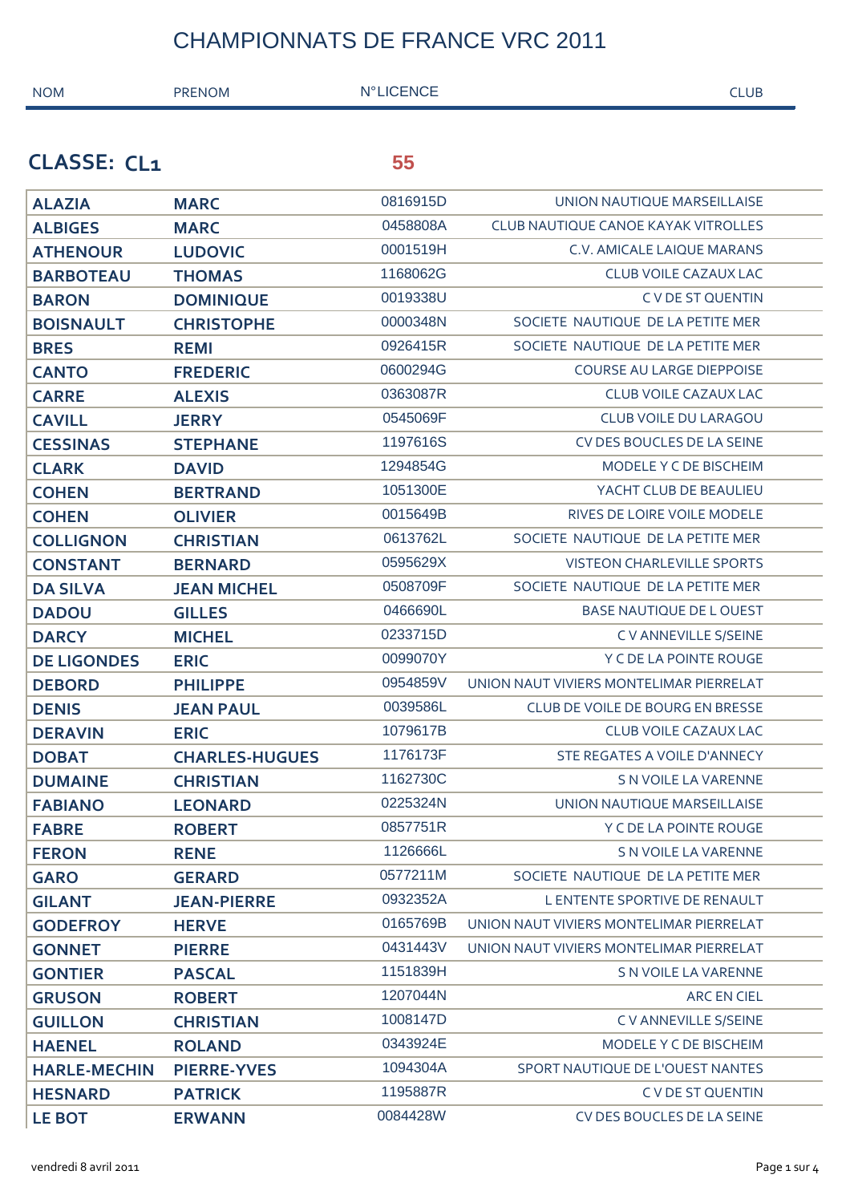# CHAMPIONNATS DE FRANCE VRC 2011

## CLASSE: CL1 — 55

| NOM | PRENOM | N°LICENCE | CLUB |
|---|---|---|---|
| **ALAZIA** | **MARC** | 0816915D | UNION NAUTIQUE MARSEILLAISE |
| **ALBIGES** | **MARC** | 0458808A | CLUB NAUTIQUE CANOE KAYAK VITROLLES |
| **ATHENOUR** | **LUDOVIC** | 0001519H | C.V. AMICALE LAIQUE MARANS |
| **BARBOTEAU** | **THOMAS** | 1168062G | CLUB VOILE CAZAUX LAC |
| **BARON** | **DOMINIQUE** | 0019338U | C V DE ST QUENTIN |
| **BOISNAULT** | **CHRISTOPHE** | 0000348N | SOCIETE NAUTIQUE DE LA PETITE MER |
| **BRES** | **REMI** | 0926415R | SOCIETE NAUTIQUE DE LA PETITE MER |
| **CANTO** | **FREDERIC** | 0600294G | COURSE AU LARGE DIEPPOISE |
| **CARRE** | **ALEXIS** | 0363087R | CLUB VOILE CAZAUX LAC |
| **CAVILL** | **JERRY** | 0545069F | CLUB VOILE DU LARAGOU |
| **CESSINAS** | **STEPHANE** | 1197616S | CV DES BOUCLES DE LA SEINE |
| **CLARK** | **DAVID** | 1294854G | MODELE Y C DE BISCHEIM |
| **COHEN** | **BERTRAND** | 1051300E | YACHT CLUB DE BEAULIEU |
| **COHEN** | **OLIVIER** | 0015649B | RIVES DE LOIRE VOILE MODELE |
| **COLLIGNON** | **CHRISTIAN** | 0613762L | SOCIETE NAUTIQUE DE LA PETITE MER |
| **CONSTANT** | **BERNARD** | 0595629X | VISTEON CHARLEVILLE SPORTS |
| **DA SILVA** | **JEAN MICHEL** | 0508709F | SOCIETE NAUTIQUE DE LA PETITE MER |
| **DADOU** | **GILLES** | 0466690L | BASE NAUTIQUE DE L OUEST |
| **DARCY** | **MICHEL** | 0233715D | C V ANNEVILLE S/SEINE |
| **DE LIGONDES** | **ERIC** | 0099070Y | Y C DE LA POINTE ROUGE |
| **DEBORD** | **PHILIPPE** | 0954859V | UNION NAUT VIVIERS MONTELIMAR PIERRELAT |
| **DENIS** | **JEAN PAUL** | 0039586L | CLUB DE VOILE DE BOURG EN BRESSE |
| **DERAVIN** | **ERIC** | 1079617B | CLUB VOILE CAZAUX LAC |
| **DOBAT** | **CHARLES-HUGUES** | 1176173F | STE REGATES A VOILE D'ANNECY |
| **DUMAINE** | **CHRISTIAN** | 1162730C | S N VOILE LA VARENNE |
| **FABIANO** | **LEONARD** | 0225324N | UNION NAUTIQUE MARSEILLAISE |
| **FABRE** | **ROBERT** | 0857751R | Y C DE LA POINTE ROUGE |
| **FERON** | **RENE** | 1126666L | S N VOILE LA VARENNE |
| **GARO** | **GERARD** | 0577211M | SOCIETE NAUTIQUE DE LA PETITE MER |
| **GILANT** | **JEAN-PIERRE** | 0932352A | L ENTENTE SPORTIVE DE RENAULT |
| **GODEFROY** | **HERVE** | 0165769B | UNION NAUT VIVIERS MONTELIMAR PIERRELAT |
| **GONNET** | **PIERRE** | 0431443V | UNION NAUT VIVIERS MONTELIMAR PIERRELAT |
| **GONTIER** | **PASCAL** | 1151839H | S N VOILE LA VARENNE |
| **GRUSON** | **ROBERT** | 1207044N | ARC EN CIEL |
| **GUILLON** | **CHRISTIAN** | 1008147D | C V ANNEVILLE S/SEINE |
| **HAENEL** | **ROLAND** | 0343924E | MODELE Y C DE BISCHEIM |
| **HARLE-MECHIN** | **PIERRE-YVES** | 1094304A | SPORT NAUTIQUE DE L'OUEST NANTES |
| **HESNARD** | **PATRICK** | 1195887R | C V DE ST QUENTIN |
| **LE BOT** | **ERWANN** | 0084428W | CV DES BOUCLES DE LA SEINE |

vendredi 8 avril 2011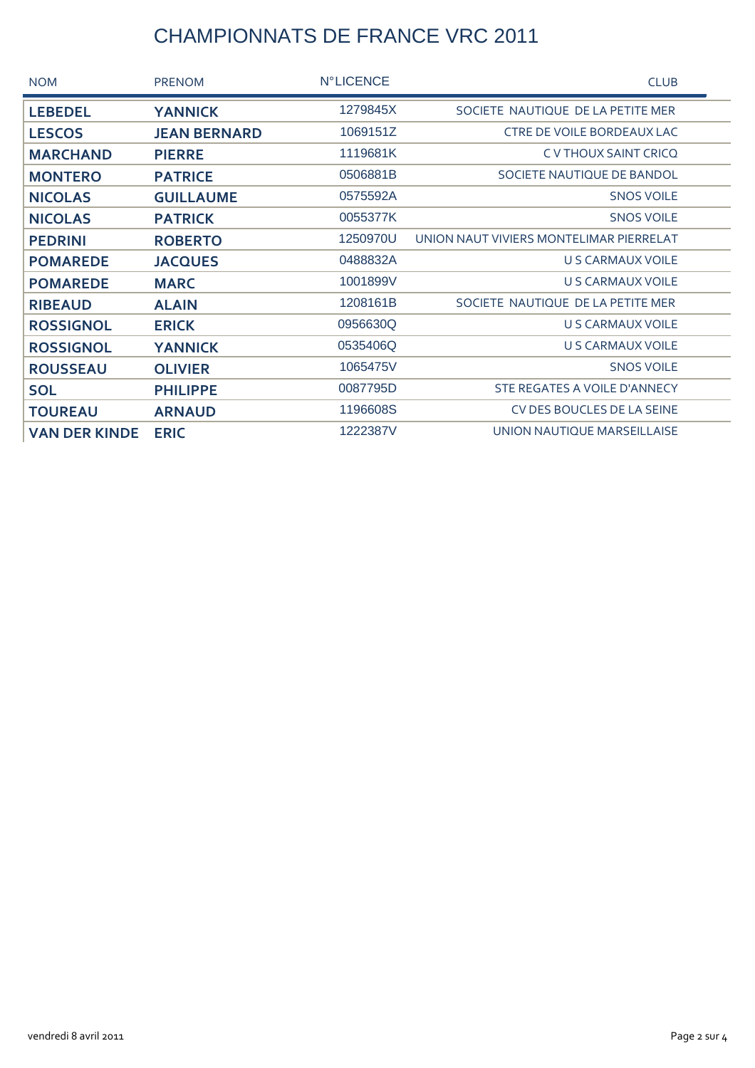# CHAMPIONNATS DE FRANCE VRC 2011

| NOM | PRENOM | N°LICENCE | CLUB |
|---|---|---|---|
| **LEBEDEL** | **YANNICK** | 1279845X | SOCIETE NAUTIQUE DE LA PETITE MER |
| **LESCOS** | **JEAN BERNARD** | 1069151Z | CTRE DE VOILE BORDEAUX LAC |
| **MARCHAND** | **PIERRE** | 1119681K | C V THOUX SAINT CRICQ |
| **MONTERO** | **PATRICE** | 0506881B | SOCIETE NAUTIQUE DE BANDOL |
| **NICOLAS** | **GUILLAUME** | 0575592A | SNOS VOILE |
| **NICOLAS** | **PATRICK** | 0055377K | SNOS VOILE |
| **PEDRINI** | **ROBERTO** | 1250970U | UNION NAUT VIVIERS MONTELIMAR PIERRELAT |
| **POMAREDE** | **JACQUES** | 0488832A | U S CARMAUX VOILE |
| **POMAREDE** | **MARC** | 1001899V | U S CARMAUX VOILE |
| **RIBEAUD** | **ALAIN** | 1208161B | SOCIETE NAUTIQUE DE LA PETITE MER |
| **ROSSIGNOL** | **ERICK** | 0956630Q | U S CARMAUX VOILE |
| **ROSSIGNOL** | **YANNICK** | 0535406Q | U S CARMAUX VOILE |
| **ROUSSEAU** | **OLIVIER** | 1065475V | SNOS VOILE |
| **SOL** | **PHILIPPE** | 0087795D | STE REGATES A VOILE D'ANNECY |
| **TOUREAU** | **ARNAUD** | 1196608S | CV DES BOUCLES DE LA SEINE |
| **VAN DER KINDE** | **ERIC** | 1222387V | UNION NAUTIQUE MARSEILLAISE |

vendredi 8 avril 2011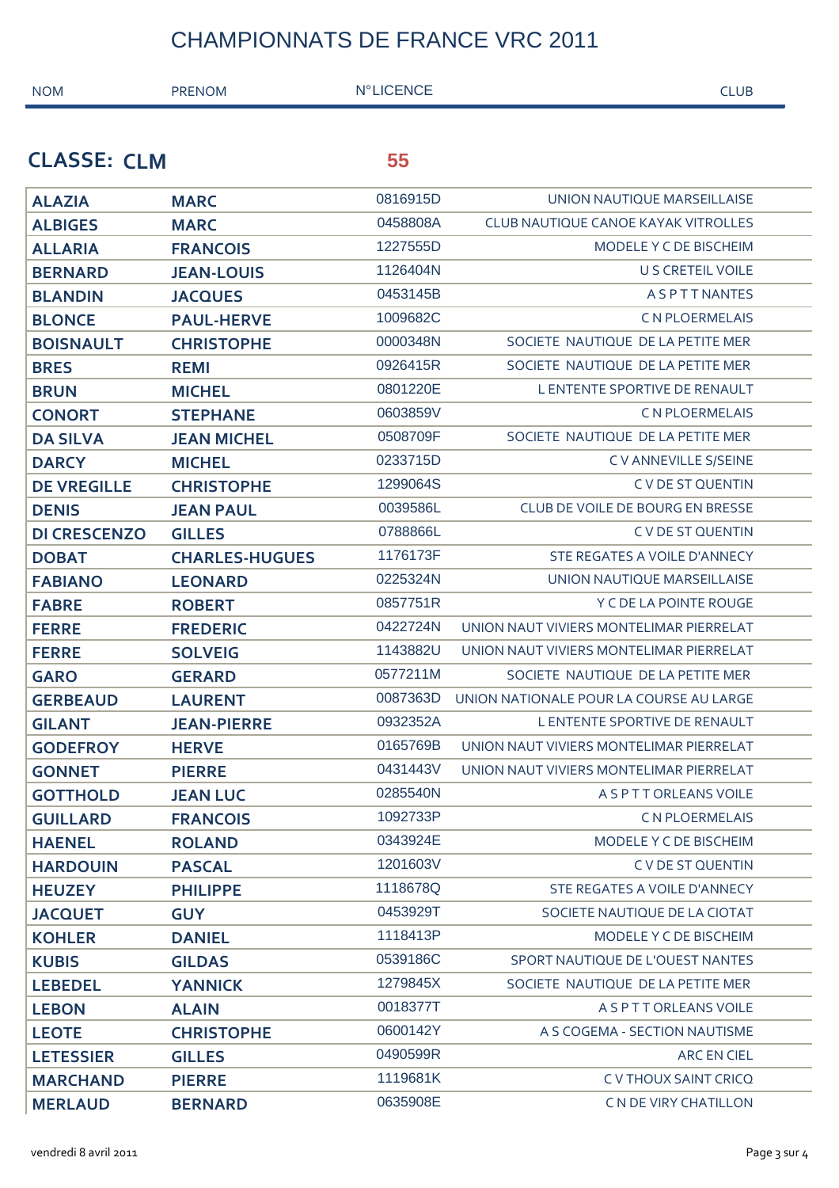# CHAMPIONNATS DE FRANCE VRC 2011

## CLASSE: CLM — 55

| NOM | PRENOM | N°LICENCE | CLUB |
|---|---|---|---|
| **ALAZIA** | **MARC** | 0816915D | UNION NAUTIQUE MARSEILLAISE |
| **ALBIGES** | **MARC** | 0458808A | CLUB NAUTIQUE CANOE KAYAK VITROLLES |
| **ALLARIA** | **FRANCOIS** | 1227555D | MODELE Y C DE BISCHEIM |
| **BERNARD** | **JEAN-LOUIS** | 1126404N | U S CRETEIL VOILE |
| **BLANDIN** | **JACQUES** | 0453145B | A S P T T NANTES |
| **BLONCE** | **PAUL-HERVE** | 1009682C | C N PLOERMELAIS |
| **BOISNAULT** | **CHRISTOPHE** | 0000348N | SOCIETE NAUTIQUE DE LA PETITE MER |
| **BRES** | **REMI** | 0926415R | SOCIETE NAUTIQUE DE LA PETITE MER |
| **BRUN** | **MICHEL** | 0801220E | L ENTENTE SPORTIVE DE RENAULT |
| **CONORT** | **STEPHANE** | 0603859V | C N PLOERMELAIS |
| **DA SILVA** | **JEAN MICHEL** | 0508709F | SOCIETE NAUTIQUE DE LA PETITE MER |
| **DARCY** | **MICHEL** | 0233715D | C V ANNEVILLE S/SEINE |
| **DE VREGILLE** | **CHRISTOPHE** | 1299064S | C V DE ST QUENTIN |
| **DENIS** | **JEAN PAUL** | 0039586L | CLUB DE VOILE DE BOURG EN BRESSE |
| **DI CRESCENZO** | **GILLES** | 0788866L | C V DE ST QUENTIN |
| **DOBAT** | **CHARLES-HUGUES** | 1176173F | STE REGATES A VOILE D'ANNECY |
| **FABIANO** | **LEONARD** | 0225324N | UNION NAUTIQUE MARSEILLAISE |
| **FABRE** | **ROBERT** | 0857751R | Y C DE LA POINTE ROUGE |
| **FERRE** | **FREDERIC** | 0422724N | UNION NAUT VIVIERS MONTELIMAR PIERRELAT |
| **FERRE** | **SOLVEIG** | 1143882U | UNION NAUT VIVIERS MONTELIMAR PIERRELAT |
| **GARO** | **GERARD** | 0577211M | SOCIETE NAUTIQUE DE LA PETITE MER |
| **GERBEAUD** | **LAURENT** | 0087363D | UNION NATIONALE POUR LA COURSE AU LARGE |
| **GILANT** | **JEAN-PIERRE** | 0932352A | L ENTENTE SPORTIVE DE RENAULT |
| **GODEFROY** | **HERVE** | 0165769B | UNION NAUT VIVIERS MONTELIMAR PIERRELAT |
| **GONNET** | **PIERRE** | 0431443V | UNION NAUT VIVIERS MONTELIMAR PIERRELAT |
| **GOTTHOLD** | **JEAN LUC** | 0285540N | A S P T T ORLEANS VOILE |
| **GUILLARD** | **FRANCOIS** | 1092733P | C N PLOERMELAIS |
| **HAENEL** | **ROLAND** | 0343924E | MODELE Y C DE BISCHEIM |
| **HARDOUIN** | **PASCAL** | 1201603V | C V DE ST QUENTIN |
| **HEUZEY** | **PHILIPPE** | 1118678Q | STE REGATES A VOILE D'ANNECY |
| **JACQUET** | **GUY** | 0453929T | SOCIETE NAUTIQUE DE LA CIOTAT |
| **KOHLER** | **DANIEL** | 1118413P | MODELE Y C DE BISCHEIM |
| **KUBIS** | **GILDAS** | 0539186C | SPORT NAUTIQUE DE L'OUEST NANTES |
| **LEBEDEL** | **YANNICK** | 1279845X | SOCIETE NAUTIQUE DE LA PETITE MER |
| **LEBON** | **ALAIN** | 0018377T | A S P T T ORLEANS VOILE |
| **LEOTE** | **CHRISTOPHE** | 0600142Y | A S COGEMA - SECTION NAUTISME |
| **LETESSIER** | **GILLES** | 0490599R | ARC EN CIEL |
| **MARCHAND** | **PIERRE** | 1119681K | C V THOUX SAINT CRICQ |
| **MERLAUD** | **BERNARD** | 0635908E | C N DE VIRY CHATILLON |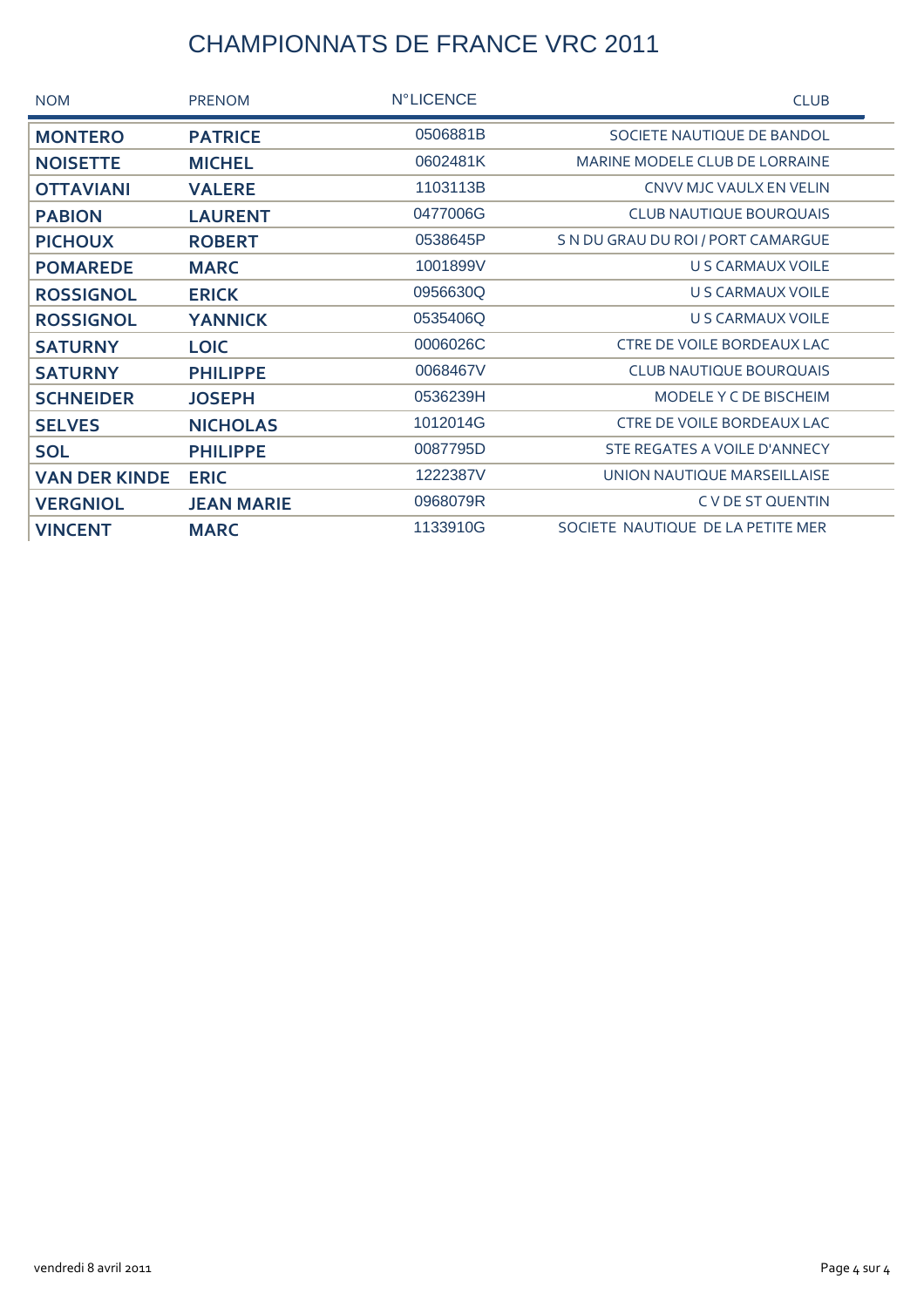# CHAMPIONNATS DE FRANCE VRC 2011

| NOM | PRENOM | N°LICENCE | CLUB |
|---|---|---|---|
| **MONTERO** | **PATRICE** | 0506881B | SOCIETE NAUTIQUE DE BANDOL |
| **NOISETTE** | **MICHEL** | 0602481K | MARINE MODELE CLUB DE LORRAINE |
| **OTTAVIANI** | **VALERE** | 1103113B | CNVV MJC VAULX EN VELIN |
| **PABION** | **LAURENT** | 0477006G | CLUB NAUTIQUE BOURQUAIS |
| **PICHOUX** | **ROBERT** | 0538645P | S N DU GRAU DU ROI / PORT CAMARGUE |
| **POMAREDE** | **MARC** | 1001899V | U S CARMAUX VOILE |
| **ROSSIGNOL** | **ERICK** | 0956630Q | U S CARMAUX VOILE |
| **ROSSIGNOL** | **YANNICK** | 0535406Q | U S CARMAUX VOILE |
| **SATURNY** | **LOIC** | 0006026C | CTRE DE VOILE BORDEAUX LAC |
| **SATURNY** | **PHILIPPE** | 0068467V | CLUB NAUTIQUE BOURQUAIS |
| **SCHNEIDER** | **JOSEPH** | 0536239H | MODELE Y C DE BISCHEIM |
| **SELVES** | **NICHOLAS** | 1012014G | CTRE DE VOILE BORDEAUX LAC |
| **SOL** | **PHILIPPE** | 0087795D | STE REGATES A VOILE D'ANNECY |
| **VAN DER KINDE** | **ERIC** | 1222387V | UNION NAUTIQUE MARSEILLAISE |
| **VERGNIOL** | **JEAN MARIE** | 0968079R | C V DE ST QUENTIN |
| **VINCENT** | **MARC** | 1133910G | SOCIETE NAUTIQUE DE LA PETITE MER |

vendredi 8 avril 2011